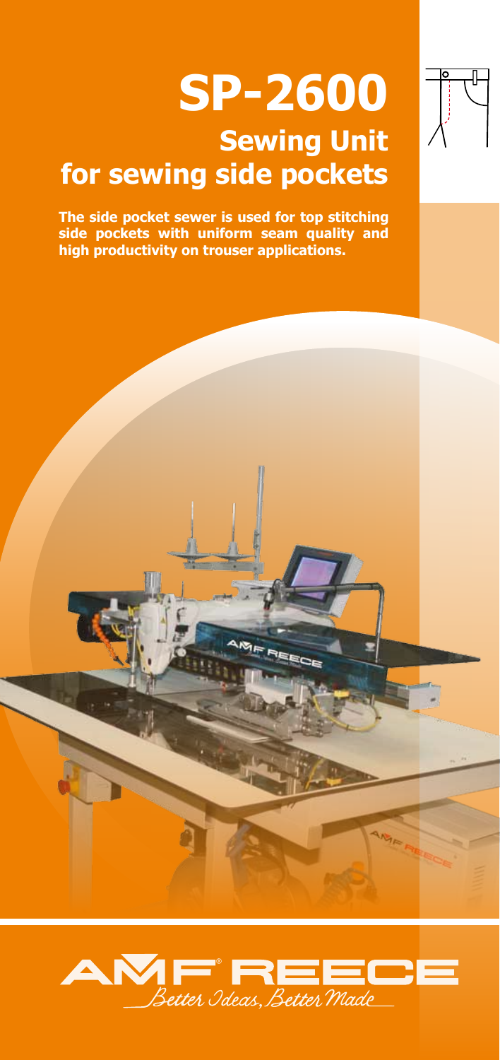# SP-2600

## Sewing Unit for sewing side pockets

**The side pocket sewer is used for top stitching side pockets with uniform seam quality and high productivity on trouser applications.**

AMF® REECE

*Better Ideas, Better Made*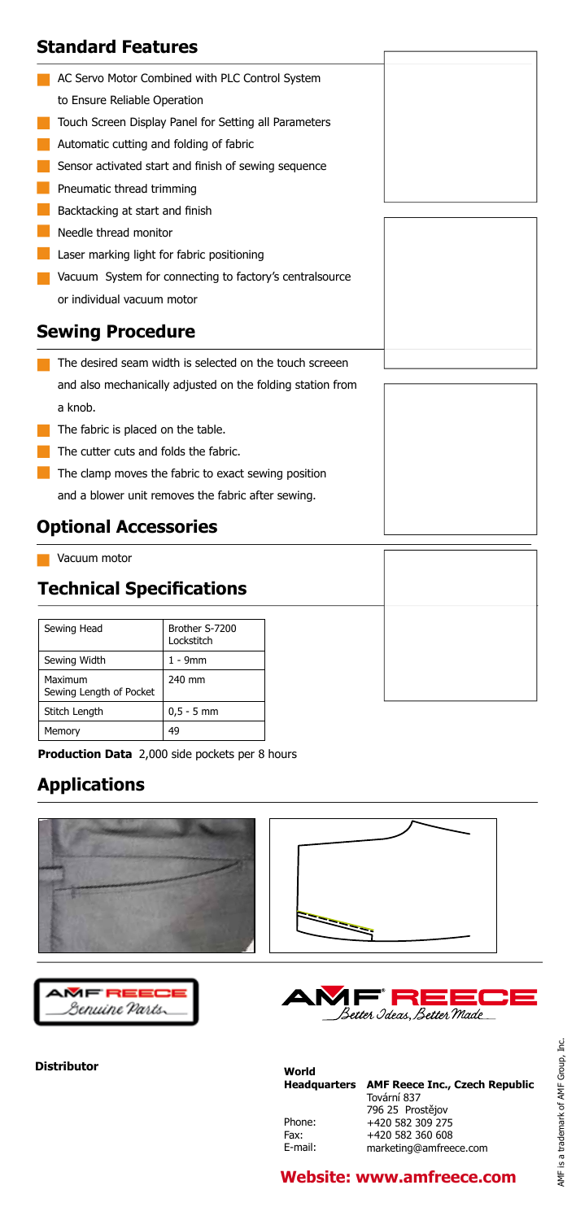## Standard Features

- AC Servo Motor Combined with PLC Control System to Ensure Reliable Operation
- Touch Screen Display Panel for Setting all Parameters
- Automatic cutting and folding of fabric
- Sensor activated start and finish of sewing sequence
- Pneumatic thread trimming
- Backtacking at start and finish
- Needle thread monitor
- Laser marking light for fabric positioning
- Vacuum System for connecting to factory's centralsource or individual vacuum motor

## Sewing Procedure

- The desired seam width is selected on the touch screeen and also mechanically adjusted on the folding station from a knob.
- The fabric is placed on the table.
- The cutter cuts and folds the fabric.
- The clamp moves the fabric to exact sewing position and a blower unit removes the fabric after sewing.

## Optional Accessories

- Vacuum motor

## Technical Specifications

| | |
|---|---|
| Sewing Head | Brother S-7200 Lockstitch |
| Sewing Width | 1 - 9mm |
| Maximum Sewing Length of Pocket | 240 mm |
| Stitch Length | 0,5 - 5 mm |
| Memory | 49 |

**Production Data** 2,000 side pockets per 8 hours

## Applications

AMF REECE Genuine Parts

AMF REECE Better Ideas, Better Made

**Distributor**

**World Headquarters** **AMF Reece Inc., Czech Republic**
Tovární 837
796 25 Prostějov

Phone: +420 582 309 275
Fax: +420 582 360 608
E-mail: marketing@amfreece.com

**Website: www.amfreece.com**

AMF is a trademark of AMF Group, Inc.